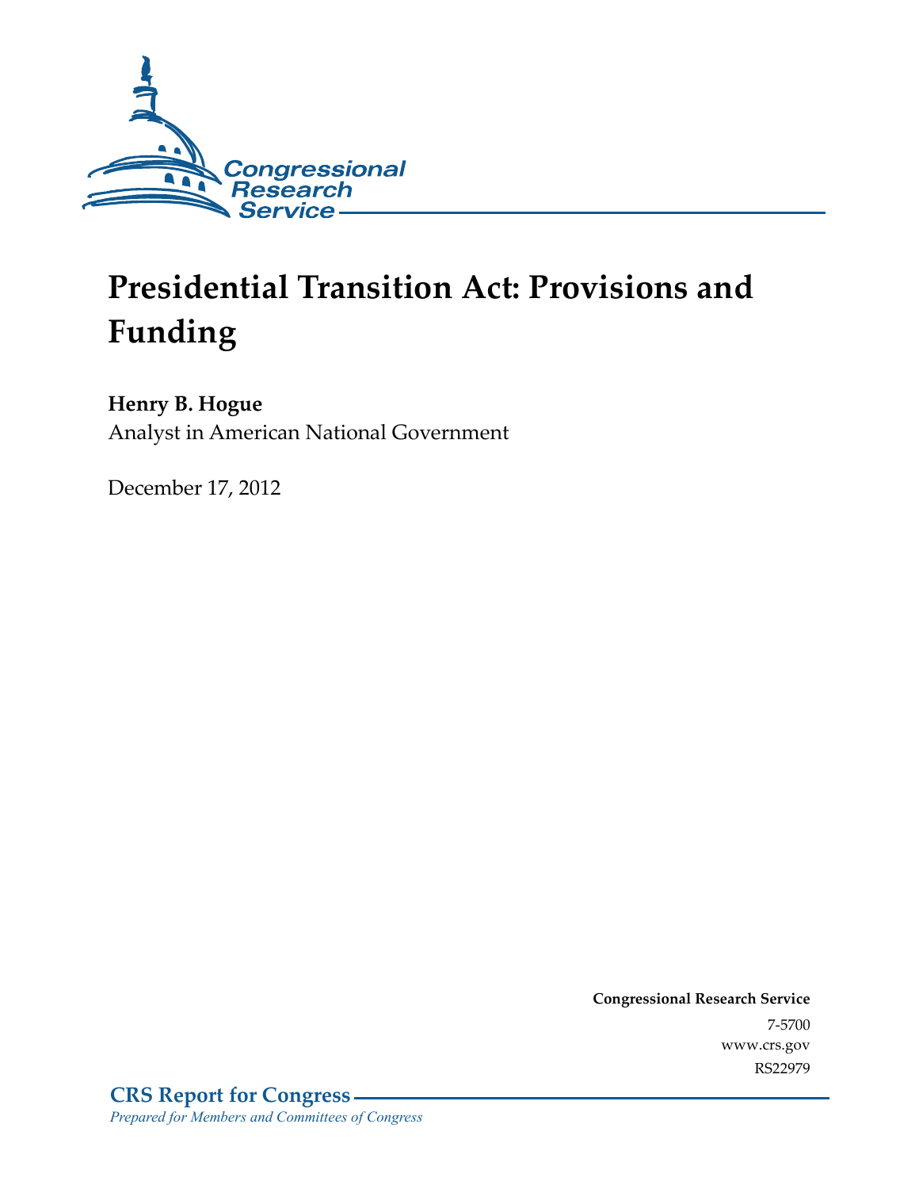Congressional Research Service

# Presidential Transition Act: Provisions and Funding

**Henry B. Hogue**
Analyst in American National Government

December 17, 2012

**Congressional Research Service**
7-5700
www.crs.gov
RS22979

**CRS Report for Congress**
*Prepared for Members and Committees of Congress*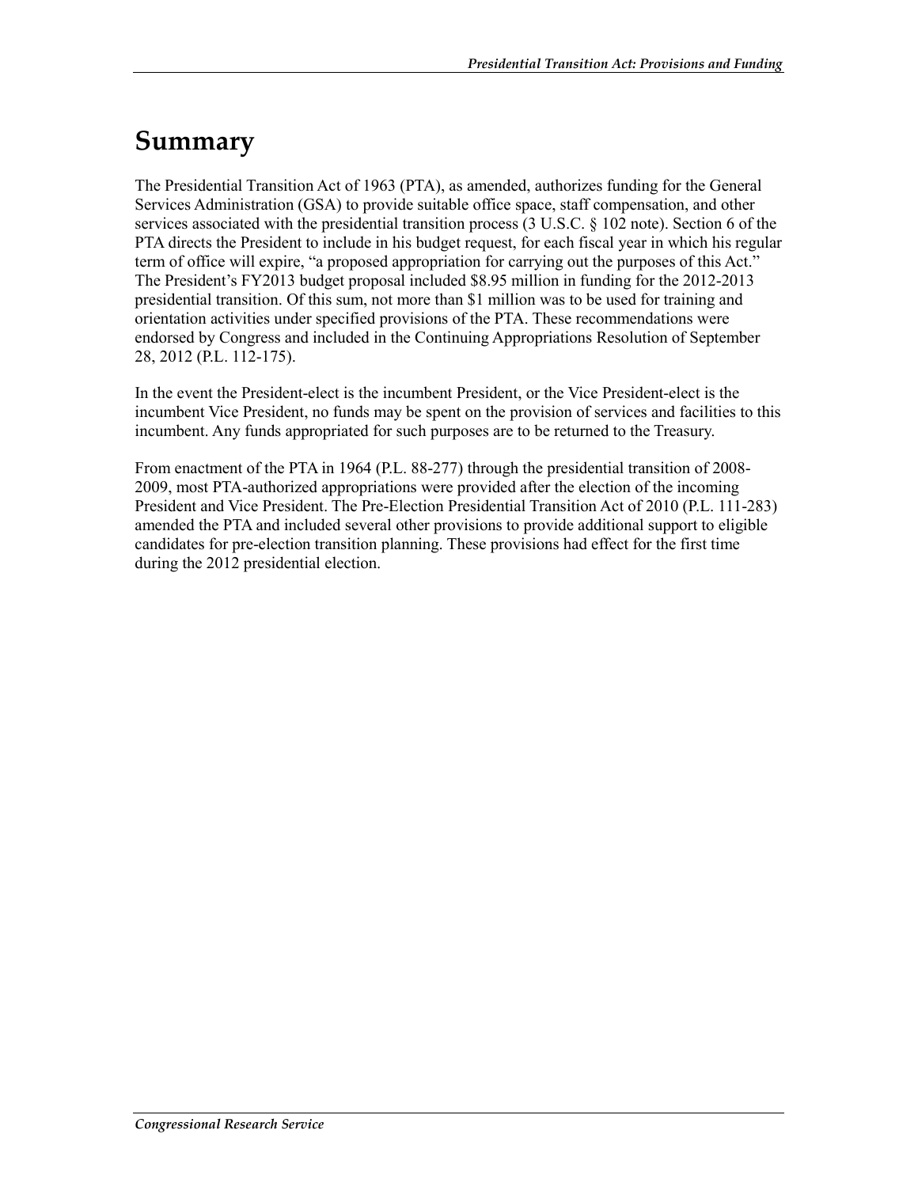# Summary

The Presidential Transition Act of 1963 (PTA), as amended, authorizes funding for the General Services Administration (GSA) to provide suitable office space, staff compensation, and other services associated with the presidential transition process (3 U.S.C. § 102 note). Section 6 of the PTA directs the President to include in his budget request, for each fiscal year in which his regular term of office will expire, "a proposed appropriation for carrying out the purposes of this Act." The President's FY2013 budget proposal included $8.95 million in funding for the 2012-2013 presidential transition. Of this sum, not more than $1 million was to be used for training and orientation activities under specified provisions of the PTA. These recommendations were endorsed by Congress and included in the Continuing Appropriations Resolution of September 28, 2012 (P.L. 112-175).

In the event the President-elect is the incumbent President, or the Vice President-elect is the incumbent Vice President, no funds may be spent on the provision of services and facilities to this incumbent. Any funds appropriated for such purposes are to be returned to the Treasury.

From enactment of the PTA in 1964 (P.L. 88-277) through the presidential transition of 2008-2009, most PTA-authorized appropriations were provided after the election of the incoming President and Vice President. The Pre-Election Presidential Transition Act of 2010 (P.L. 111-283) amended the PTA and included several other provisions to provide additional support to eligible candidates for pre-election transition planning. These provisions had effect for the first time during the 2012 presidential election.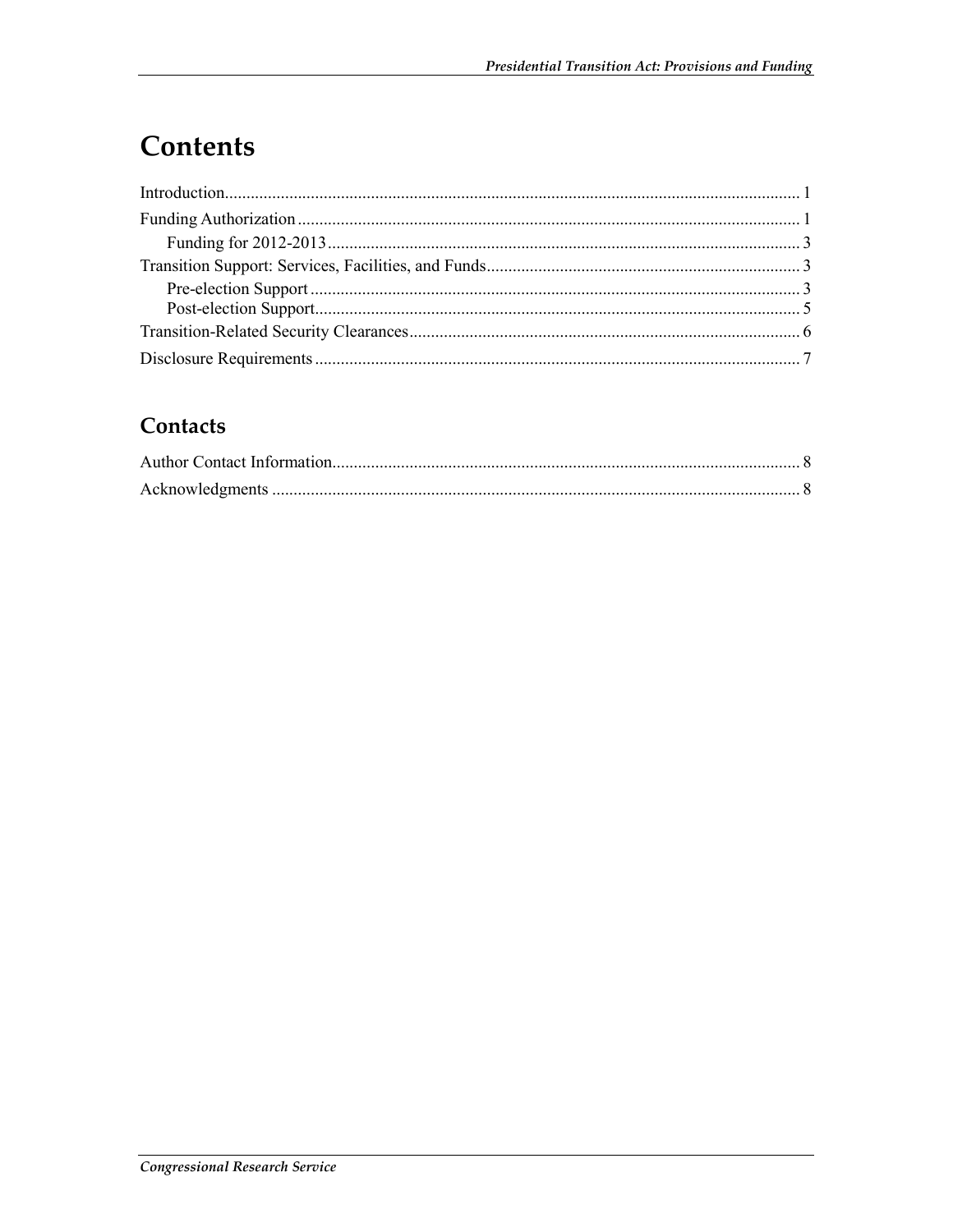# Contents

Introduction..................................................................................................................................... 1

Funding Authorization .................................................................................................................... 1

  Funding for 2012-2013............................................................................................................. 3

Transition Support: Services, Facilities, and Funds......................................................................... 3

  Pre-election Support ................................................................................................................. 3

  Post-election Support................................................................................................................ 5

Transition-Related Security Clearances........................................................................................... 6

Disclosure Requirements ................................................................................................................ 7

## Contacts

Author Contact Information............................................................................................................ 8

Acknowledgments ........................................................................................................................... 8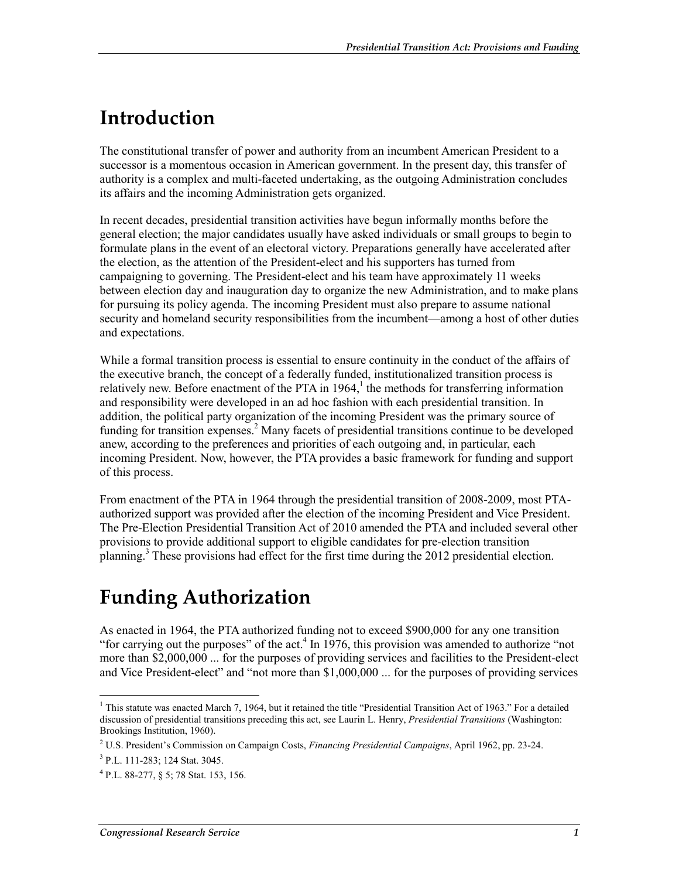# Introduction

The constitutional transfer of power and authority from an incumbent American President to a successor is a momentous occasion in American government. In the present day, this transfer of authority is a complex and multi-faceted undertaking, as the outgoing Administration concludes its affairs and the incoming Administration gets organized.

In recent decades, presidential transition activities have begun informally months before the general election; the major candidates usually have asked individuals or small groups to begin to formulate plans in the event of an electoral victory. Preparations generally have accelerated after the election, as the attention of the President-elect and his supporters has turned from campaigning to governing. The President-elect and his team have approximately 11 weeks between election day and inauguration day to organize the new Administration, and to make plans for pursuing its policy agenda. The incoming President must also prepare to assume national security and homeland security responsibilities from the incumbent—among a host of other duties and expectations.

While a formal transition process is essential to ensure continuity in the conduct of the affairs of the executive branch, the concept of a federally funded, institutionalized transition process is relatively new. Before enactment of the PTA in 1964,[1] the methods for transferring information and responsibility were developed in an ad hoc fashion with each presidential transition. In addition, the political party organization of the incoming President was the primary source of funding for transition expenses.[2] Many facets of presidential transitions continue to be developed anew, according to the preferences and priorities of each outgoing and, in particular, each incoming President. Now, however, the PTA provides a basic framework for funding and support of this process.

From enactment of the PTA in 1964 through the presidential transition of 2008-2009, most PTA-authorized support was provided after the election of the incoming President and Vice President. The Pre-Election Presidential Transition Act of 2010 amended the PTA and included several other provisions to provide additional support to eligible candidates for pre-election transition planning.[3] These provisions had effect for the first time during the 2012 presidential election.

# Funding Authorization

As enacted in 1964, the PTA authorized funding not to exceed $900,000 for any one transition "for carrying out the purposes" of the act.[4] In 1976, this provision was amended to authorize "not more than $2,000,000 ... for the purposes of providing services and facilities to the President-elect and Vice President-elect" and "not more than $1,000,000 ... for the purposes of providing services

---

[1] This statute was enacted March 7, 1964, but it retained the title "Presidential Transition Act of 1963." For a detailed discussion of presidential transitions preceding this act, see Laurin L. Henry, *Presidential Transitions* (Washington: Brookings Institution, 1960).

[2] U.S. President's Commission on Campaign Costs, *Financing Presidential Campaigns*, April 1962, pp. 23-24.

[3] P.L. 111-283; 124 Stat. 3045.

[4] P.L. 88-277, § 5; 78 Stat. 153, 156.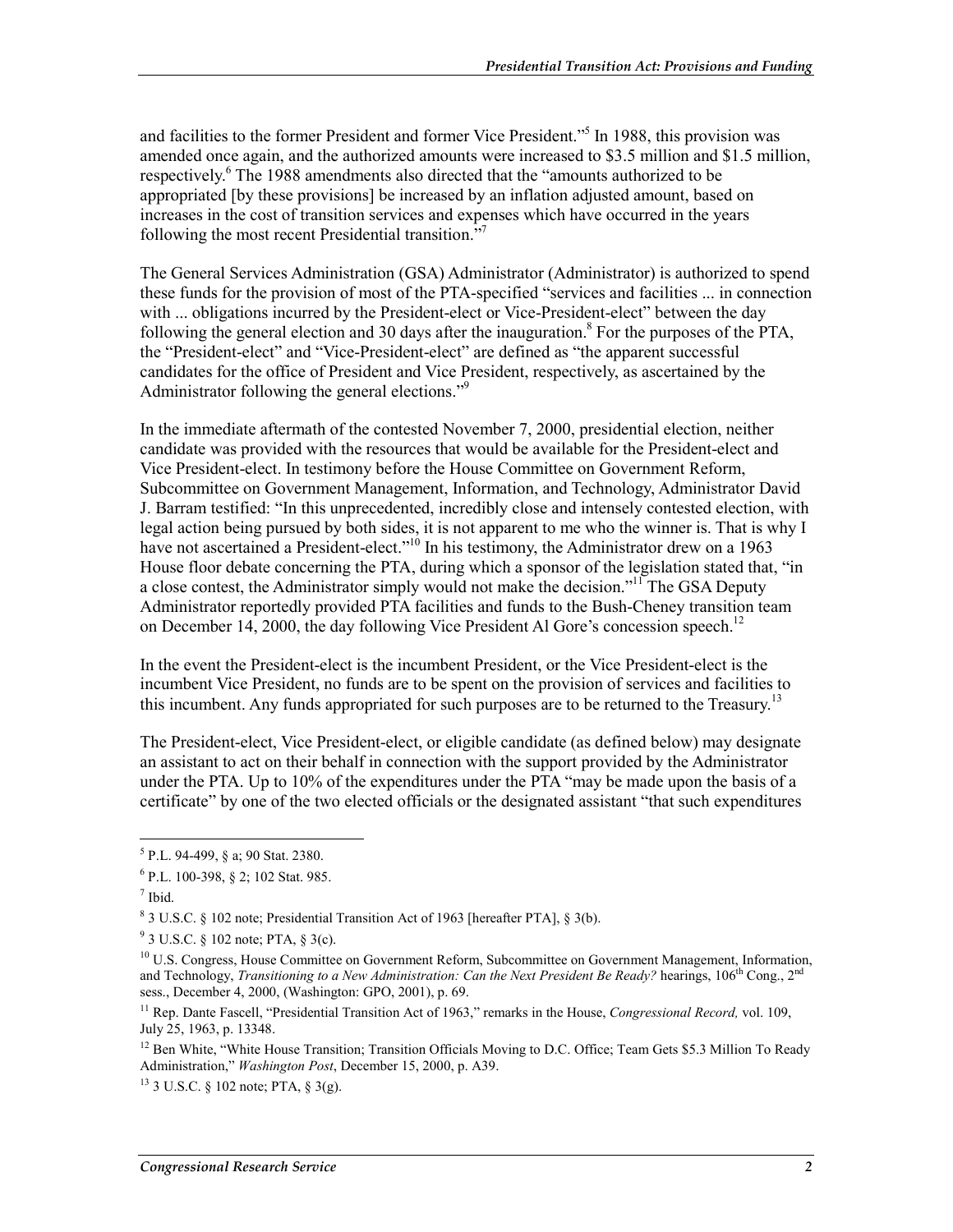and facilities to the former President and former Vice President."[5] In 1988, this provision was amended once again, and the authorized amounts were increased to $3.5 million and $1.5 million, respectively.[6] The 1988 amendments also directed that the "amounts authorized to be appropriated [by these provisions] be increased by an inflation adjusted amount, based on increases in the cost of transition services and expenses which have occurred in the years following the most recent Presidential transition."[7]

The General Services Administration (GSA) Administrator (Administrator) is authorized to spend these funds for the provision of most of the PTA-specified "services and facilities ... in connection with ... obligations incurred by the President-elect or Vice-President-elect" between the day following the general election and 30 days after the inauguration.[8] For the purposes of the PTA, the "President-elect" and "Vice-President-elect" are defined as "the apparent successful candidates for the office of President and Vice President, respectively, as ascertained by the Administrator following the general elections."[9]

In the immediate aftermath of the contested November 7, 2000, presidential election, neither candidate was provided with the resources that would be available for the President-elect and Vice President-elect. In testimony before the House Committee on Government Reform, Subcommittee on Government Management, Information, and Technology, Administrator David J. Barram testified: "In this unprecedented, incredibly close and intensely contested election, with legal action being pursued by both sides, it is not apparent to me who the winner is. That is why I have not ascertained a President-elect."[10] In his testimony, the Administrator drew on a 1963 House floor debate concerning the PTA, during which a sponsor of the legislation stated that, "in a close contest, the Administrator simply would not make the decision."[11] The GSA Deputy Administrator reportedly provided PTA facilities and funds to the Bush-Cheney transition team on December 14, 2000, the day following Vice President Al Gore's concession speech.[12]

In the event the President-elect is the incumbent President, or the Vice President-elect is the incumbent Vice President, no funds are to be spent on the provision of services and facilities to this incumbent. Any funds appropriated for such purposes are to be returned to the Treasury.[13]

The President-elect, Vice President-elect, or eligible candidate (as defined below) may designate an assistant to act on their behalf in connection with the support provided by the Administrator under the PTA. Up to 10% of the expenditures under the PTA "may be made upon the basis of a certificate" by one of the two elected officials or the designated assistant "that such expenditures

---

[5] P.L. 94-499, § a; 90 Stat. 2380.

[6] P.L. 100-398, § 2; 102 Stat. 985.

[7] Ibid.

[8] 3 U.S.C. § 102 note; Presidential Transition Act of 1963 [hereafter PTA], § 3(b).

[9] 3 U.S.C. § 102 note; PTA, § 3(c).

[10] U.S. Congress, House Committee on Government Reform, Subcommittee on Government Management, Information, and Technology, *Transitioning to a New Administration: Can the Next President Be Ready?* hearings, 106th Cong., 2nd sess., December 4, 2000, (Washington: GPO, 2001), p. 69.

[11] Rep. Dante Fascell, "Presidential Transition Act of 1963," remarks in the House, *Congressional Record,* vol. 109, July 25, 1963, p. 13348.

[12] Ben White, "White House Transition; Transition Officials Moving to D.C. Office; Team Gets $5.3 Million To Ready Administration," *Washington Post*, December 15, 2000, p. A39.

[13] 3 U.S.C. § 102 note; PTA, § 3(g).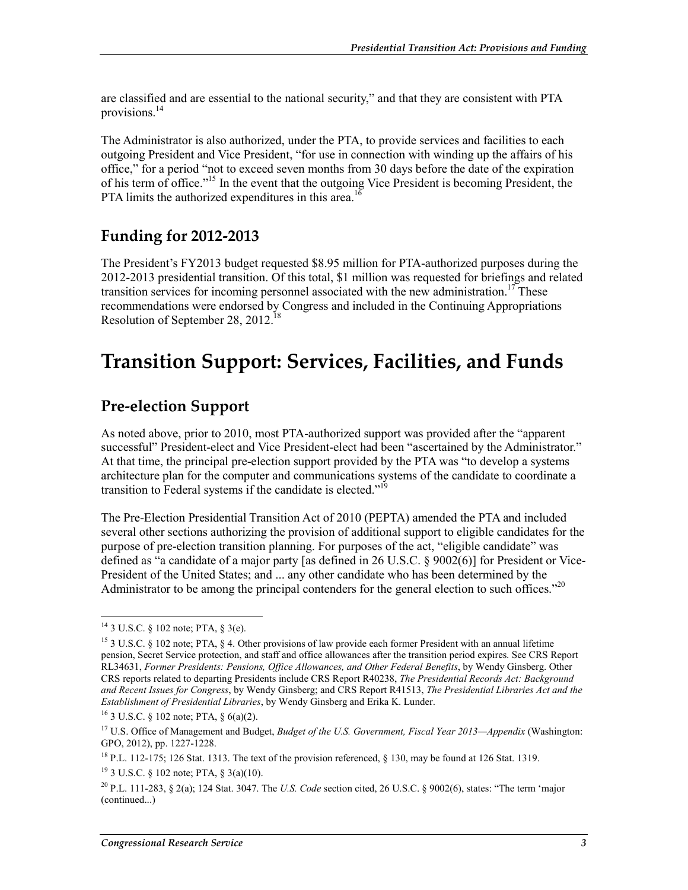are classified and are essential to the national security," and that they are consistent with PTA provisions.[14]

The Administrator is also authorized, under the PTA, to provide services and facilities to each outgoing President and Vice President, "for use in connection with winding up the affairs of his office," for a period "not to exceed seven months from 30 days before the date of the expiration of his term of office."[15] In the event that the outgoing Vice President is becoming President, the PTA limits the authorized expenditures in this area.[16]

## Funding for 2012-2013

The President's FY2013 budget requested $8.95 million for PTA-authorized purposes during the 2012-2013 presidential transition. Of this total, $1 million was requested for briefings and related transition services for incoming personnel associated with the new administration.[17] These recommendations were endorsed by Congress and included in the Continuing Appropriations Resolution of September 28, 2012.[18]

# Transition Support: Services, Facilities, and Funds

## Pre-election Support

As noted above, prior to 2010, most PTA-authorized support was provided after the "apparent successful" President-elect and Vice President-elect had been "ascertained by the Administrator." At that time, the principal pre-election support provided by the PTA was "to develop a systems architecture plan for the computer and communications systems of the candidate to coordinate a transition to Federal systems if the candidate is elected."[19]

The Pre-Election Presidential Transition Act of 2010 (PEPTA) amended the PTA and included several other sections authorizing the provision of additional support to eligible candidates for the purpose of pre-election transition planning. For purposes of the act, "eligible candidate" was defined as "a candidate of a major party [as defined in 26 U.S.C. § 9002(6)] for President or Vice-President of the United States; and ... any other candidate who has been determined by the Administrator to be among the principal contenders for the general election to such offices."[20]

---

[14] 3 U.S.C. § 102 note; PTA, § 3(e).

[15] 3 U.S.C. § 102 note; PTA, § 4. Other provisions of law provide each former President with an annual lifetime pension, Secret Service protection, and staff and office allowances after the transition period expires. See CRS Report RL34631, *Former Presidents: Pensions, Office Allowances, and Other Federal Benefits*, by Wendy Ginsberg. Other CRS reports related to departing Presidents include CRS Report R40238, *The Presidential Records Act: Background and Recent Issues for Congress*, by Wendy Ginsberg; and CRS Report R41513, *The Presidential Libraries Act and the Establishment of Presidential Libraries*, by Wendy Ginsberg and Erika K. Lunder.

[16] 3 U.S.C. § 102 note; PTA, § 6(a)(2).

[17] U.S. Office of Management and Budget, *Budget of the U.S. Government, Fiscal Year 2013—Appendix* (Washington: GPO, 2012), pp. 1227-1228.

[18] P.L. 112-175; 126 Stat. 1313. The text of the provision referenced, § 130, may be found at 126 Stat. 1319.

[19] 3 U.S.C. § 102 note; PTA, § 3(a)(10).

[20] P.L. 111-283, § 2(a); 124 Stat. 3047. The *U.S. Code* section cited, 26 U.S.C. § 9002(6), states: "The term 'major (continued...)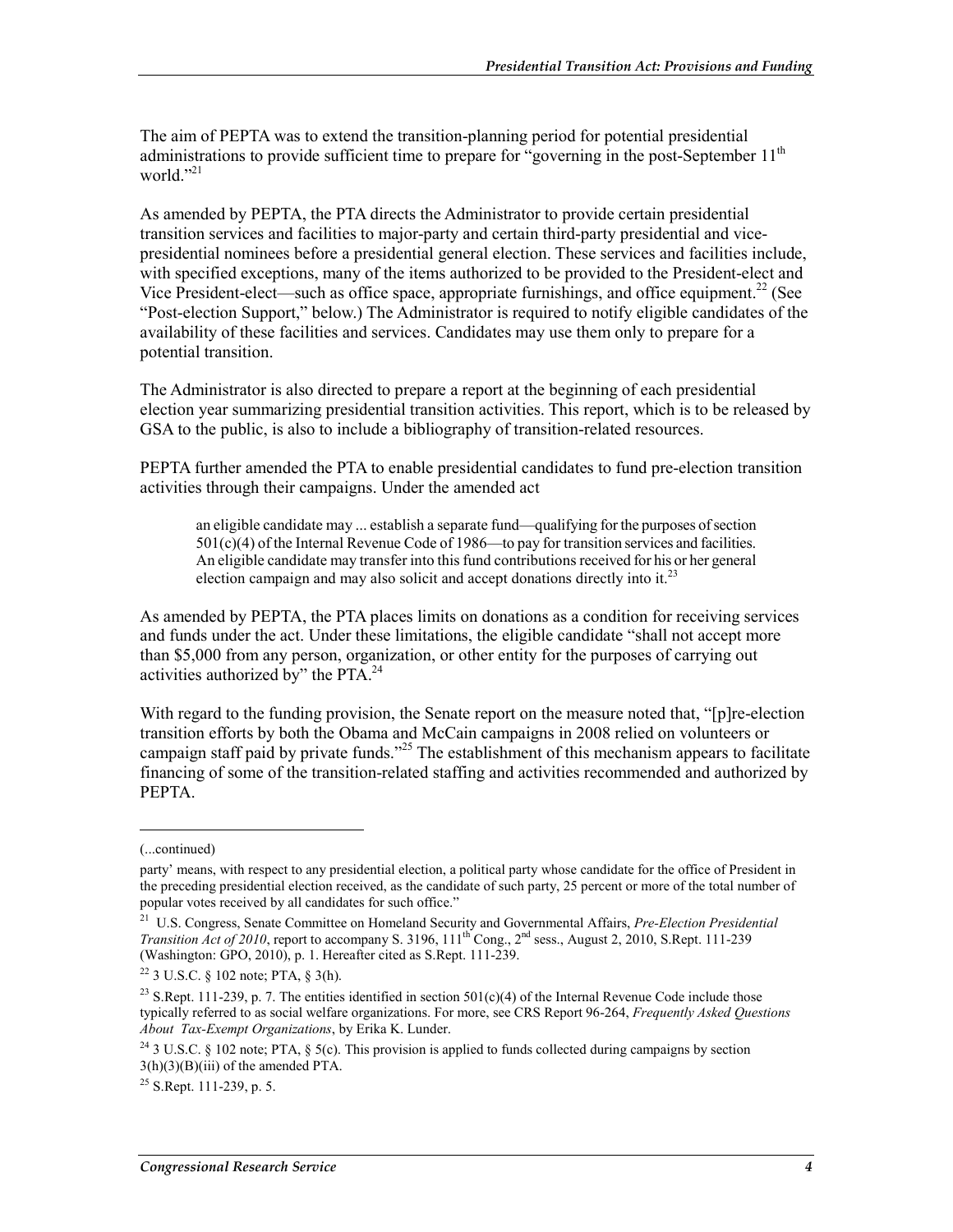The aim of PEPTA was to extend the transition-planning period for potential presidential administrations to provide sufficient time to prepare for "governing in the post-September 11th world."[21]

As amended by PEPTA, the PTA directs the Administrator to provide certain presidential transition services and facilities to major-party and certain third-party presidential and vice-presidential nominees before a presidential general election. These services and facilities include, with specified exceptions, many of the items authorized to be provided to the President-elect and Vice President-elect—such as office space, appropriate furnishings, and office equipment.[22] (See "Post-election Support," below.) The Administrator is required to notify eligible candidates of the availability of these facilities and services. Candidates may use them only to prepare for a potential transition.

The Administrator is also directed to prepare a report at the beginning of each presidential election year summarizing presidential transition activities. This report, which is to be released by GSA to the public, is also to include a bibliography of transition-related resources.

PEPTA further amended the PTA to enable presidential candidates to fund pre-election transition activities through their campaigns. Under the amended act

> an eligible candidate may ... establish a separate fund—qualifying for the purposes of section 501(c)(4) of the Internal Revenue Code of 1986—to pay for transition services and facilities. An eligible candidate may transfer into this fund contributions received for his or her general election campaign and may also solicit and accept donations directly into it.[23]

As amended by PEPTA, the PTA places limits on donations as a condition for receiving services and funds under the act. Under these limitations, the eligible candidate "shall not accept more than $5,000 from any person, organization, or other entity for the purposes of carrying out activities authorized by" the PTA.[24]

With regard to the funding provision, the Senate report on the measure noted that, "[p]re-election transition efforts by both the Obama and McCain campaigns in 2008 relied on volunteers or campaign staff paid by private funds."[25] The establishment of this mechanism appears to facilitate financing of some of the transition-related staffing and activities recommended and authorized by PEPTA.

---

(...continued)

party' means, with respect to any presidential election, a political party whose candidate for the office of President in the preceding presidential election received, as the candidate of such party, 25 percent or more of the total number of popular votes received by all candidates for such office."

[21] U.S. Congress, Senate Committee on Homeland Security and Governmental Affairs, *Pre-Election Presidential Transition Act of 2010*, report to accompany S. 3196, 111th Cong., 2nd sess., August 2, 2010, S.Rept. 111-239 (Washington: GPO, 2010), p. 1. Hereafter cited as S.Rept. 111-239.

[22] 3 U.S.C. § 102 note; PTA, § 3(h).

[23] S.Rept. 111-239, p. 7. The entities identified in section 501(c)(4) of the Internal Revenue Code include those typically referred to as social welfare organizations. For more, see CRS Report 96-264, *Frequently Asked Questions About Tax-Exempt Organizations*, by Erika K. Lunder.

[24] 3 U.S.C. § 102 note; PTA, § 5(c). This provision is applied to funds collected during campaigns by section 3(h)(3)(B)(iii) of the amended PTA.

[25] S.Rept. 111-239, p. 5.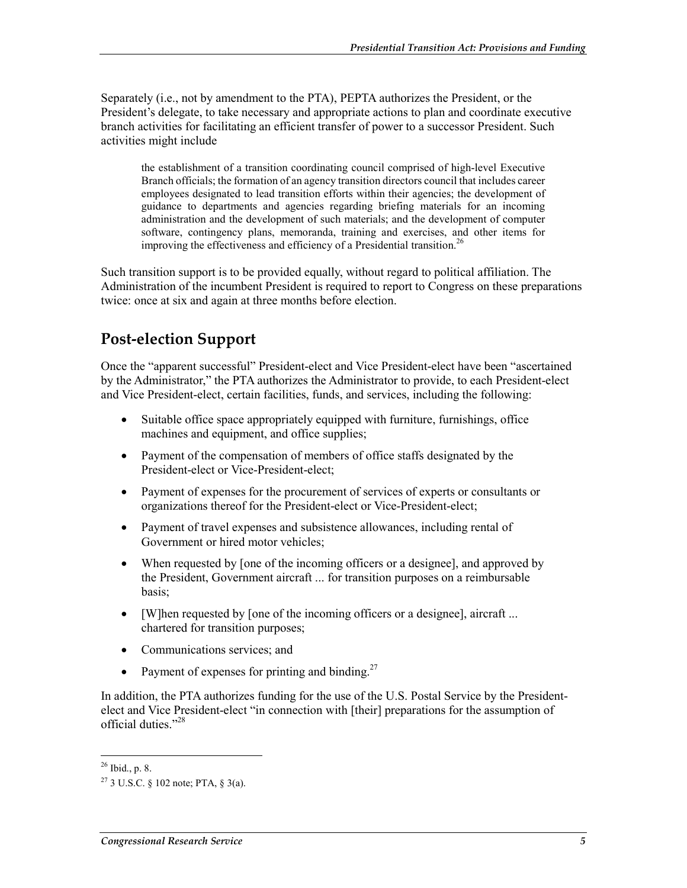Separately (i.e., not by amendment to the PTA), PEPTA authorizes the President, or the President's delegate, to take necessary and appropriate actions to plan and coordinate executive branch activities for facilitating an efficient transfer of power to a successor President. Such activities might include

> the establishment of a transition coordinating council comprised of high-level Executive Branch officials; the formation of an agency transition directors council that includes career employees designated to lead transition efforts within their agencies; the development of guidance to departments and agencies regarding briefing materials for an incoming administration and the development of such materials; and the development of computer software, contingency plans, memoranda, training and exercises, and other items for improving the effectiveness and efficiency of a Presidential transition.[26]

Such transition support is to be provided equally, without regard to political affiliation. The Administration of the incumbent President is required to report to Congress on these preparations twice: once at six and again at three months before election.

## Post-election Support

Once the "apparent successful" President-elect and Vice President-elect have been "ascertained by the Administrator," the PTA authorizes the Administrator to provide, to each President-elect and Vice President-elect, certain facilities, funds, and services, including the following:

- Suitable office space appropriately equipped with furniture, furnishings, office machines and equipment, and office supplies;
- Payment of the compensation of members of office staffs designated by the President-elect or Vice-President-elect;
- Payment of expenses for the procurement of services of experts or consultants or organizations thereof for the President-elect or Vice-President-elect;
- Payment of travel expenses and subsistence allowances, including rental of Government or hired motor vehicles;
- When requested by [one of the incoming officers or a designee], and approved by the President, Government aircraft ... for transition purposes on a reimbursable basis;
- [W]hen requested by [one of the incoming officers or a designee], aircraft ... chartered for transition purposes;
- Communications services; and
- Payment of expenses for printing and binding.[27]

In addition, the PTA authorizes funding for the use of the U.S. Postal Service by the President-elect and Vice President-elect "in connection with [their] preparations for the assumption of official duties."[28]

---

[26] Ibid., p. 8.

[27] 3 U.S.C. § 102 note; PTA, § 3(a).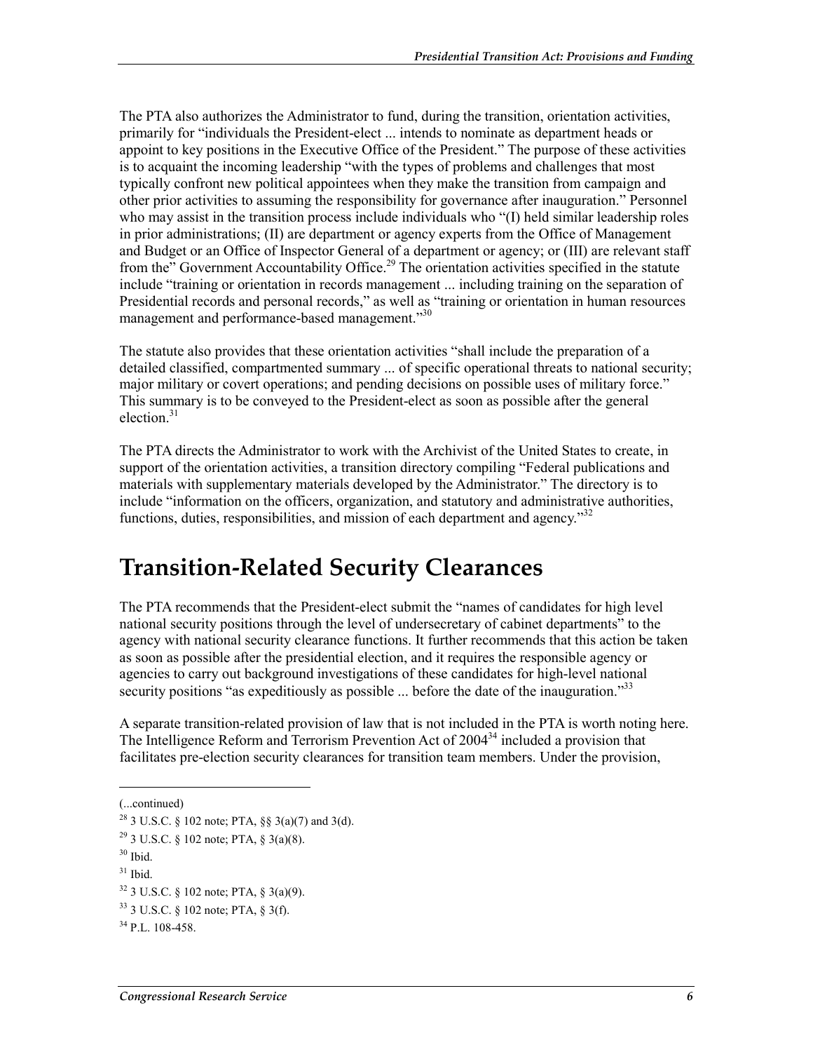The PTA also authorizes the Administrator to fund, during the transition, orientation activities, primarily for "individuals the President-elect ... intends to nominate as department heads or appoint to key positions in the Executive Office of the President." The purpose of these activities is to acquaint the incoming leadership "with the types of problems and challenges that most typically confront new political appointees when they make the transition from campaign and other prior activities to assuming the responsibility for governance after inauguration." Personnel who may assist in the transition process include individuals who "(I) held similar leadership roles in prior administrations; (II) are department or agency experts from the Office of Management and Budget or an Office of Inspector General of a department or agency; or (III) are relevant staff from the" Government Accountability Office.[29] The orientation activities specified in the statute include "training or orientation in records management ... including training on the separation of Presidential records and personal records," as well as "training or orientation in human resources management and performance-based management."[30]

The statute also provides that these orientation activities "shall include the preparation of a detailed classified, compartmented summary ... of specific operational threats to national security; major military or covert operations; and pending decisions on possible uses of military force." This summary is to be conveyed to the President-elect as soon as possible after the general election.[31]

The PTA directs the Administrator to work with the Archivist of the United States to create, in support of the orientation activities, a transition directory compiling "Federal publications and materials with supplementary materials developed by the Administrator." The directory is to include "information on the officers, organization, and statutory and administrative authorities, functions, duties, responsibilities, and mission of each department and agency."[32]

## Transition-Related Security Clearances

The PTA recommends that the President-elect submit the "names of candidates for high level national security positions through the level of undersecretary of cabinet departments" to the agency with national security clearance functions. It further recommends that this action be taken as soon as possible after the presidential election, and it requires the responsible agency or agencies to carry out background investigations of these candidates for high-level national security positions "as expeditiously as possible ... before the date of the inauguration."[33]

A separate transition-related provision of law that is not included in the PTA is worth noting here. The Intelligence Reform and Terrorism Prevention Act of 2004[34] included a provision that facilitates pre-election security clearances for transition team members. Under the provision,

---

(...continued)

[28] 3 U.S.C. § 102 note; PTA, §§ 3(a)(7) and 3(d).

[29] 3 U.S.C. § 102 note; PTA, § 3(a)(8).

[30] Ibid.

[31] Ibid.

[32] 3 U.S.C. § 102 note; PTA, § 3(a)(9).

[33] 3 U.S.C. § 102 note; PTA, § 3(f).

[34] P.L. 108-458.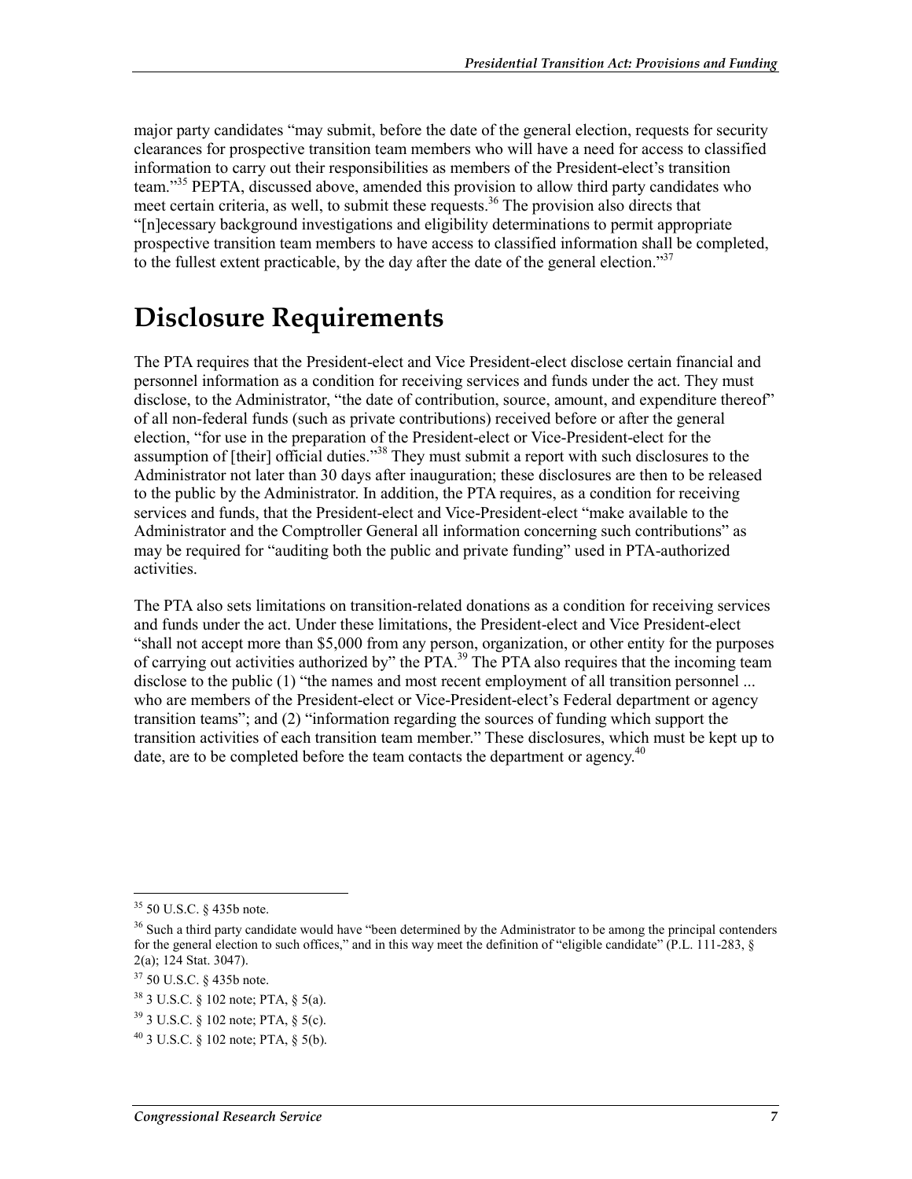major party candidates "may submit, before the date of the general election, requests for security clearances for prospective transition team members who will have a need for access to classified information to carry out their responsibilities as members of the President-elect's transition team."[35] PEPTA, discussed above, amended this provision to allow third party candidates who meet certain criteria, as well, to submit these requests.[36] The provision also directs that "[n]ecessary background investigations and eligibility determinations to permit appropriate prospective transition team members to have access to classified information shall be completed, to the fullest extent practicable, by the day after the date of the general election."[37]

# Disclosure Requirements

The PTA requires that the President-elect and Vice President-elect disclose certain financial and personnel information as a condition for receiving services and funds under the act. They must disclose, to the Administrator, "the date of contribution, source, amount, and expenditure thereof" of all non-federal funds (such as private contributions) received before or after the general election, "for use in the preparation of the President-elect or Vice-President-elect for the assumption of [their] official duties."[38] They must submit a report with such disclosures to the Administrator not later than 30 days after inauguration; these disclosures are then to be released to the public by the Administrator. In addition, the PTA requires, as a condition for receiving services and funds, that the President-elect and Vice-President-elect "make available to the Administrator and the Comptroller General all information concerning such contributions" as may be required for "auditing both the public and private funding" used in PTA-authorized activities.

The PTA also sets limitations on transition-related donations as a condition for receiving services and funds under the act. Under these limitations, the President-elect and Vice President-elect "shall not accept more than $5,000 from any person, organization, or other entity for the purposes of carrying out activities authorized by" the PTA.[39] The PTA also requires that the incoming team disclose to the public (1) "the names and most recent employment of all transition personnel ... who are members of the President-elect or Vice-President-elect's Federal department or agency transition teams"; and (2) "information regarding the sources of funding which support the transition activities of each transition team member." These disclosures, which must be kept up to date, are to be completed before the team contacts the department or agency.[40]

---

[35] 50 U.S.C. § 435b note.

[36] Such a third party candidate would have "been determined by the Administrator to be among the principal contenders for the general election to such offices," and in this way meet the definition of "eligible candidate" (P.L. 111-283, § 2(a); 124 Stat. 3047).

[37] 50 U.S.C. § 435b note.

[38] 3 U.S.C. § 102 note; PTA, § 5(a).

[39] 3 U.S.C. § 102 note; PTA, § 5(c).

[40] 3 U.S.C. § 102 note; PTA, § 5(b).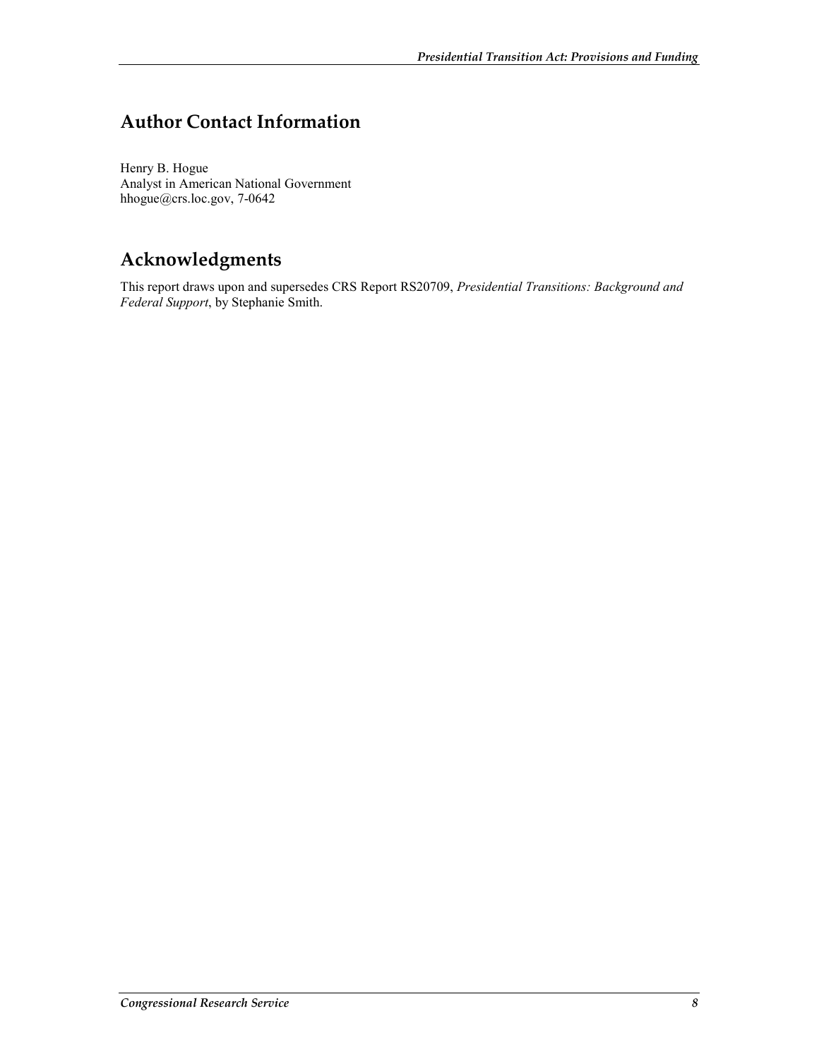## Author Contact Information

Henry B. Hogue
Analyst in American National Government
hhogue@crs.loc.gov, 7-0642

## Acknowledgments

This report draws upon and supersedes CRS Report RS20709, *Presidential Transitions: Background and Federal Support*, by Stephanie Smith.